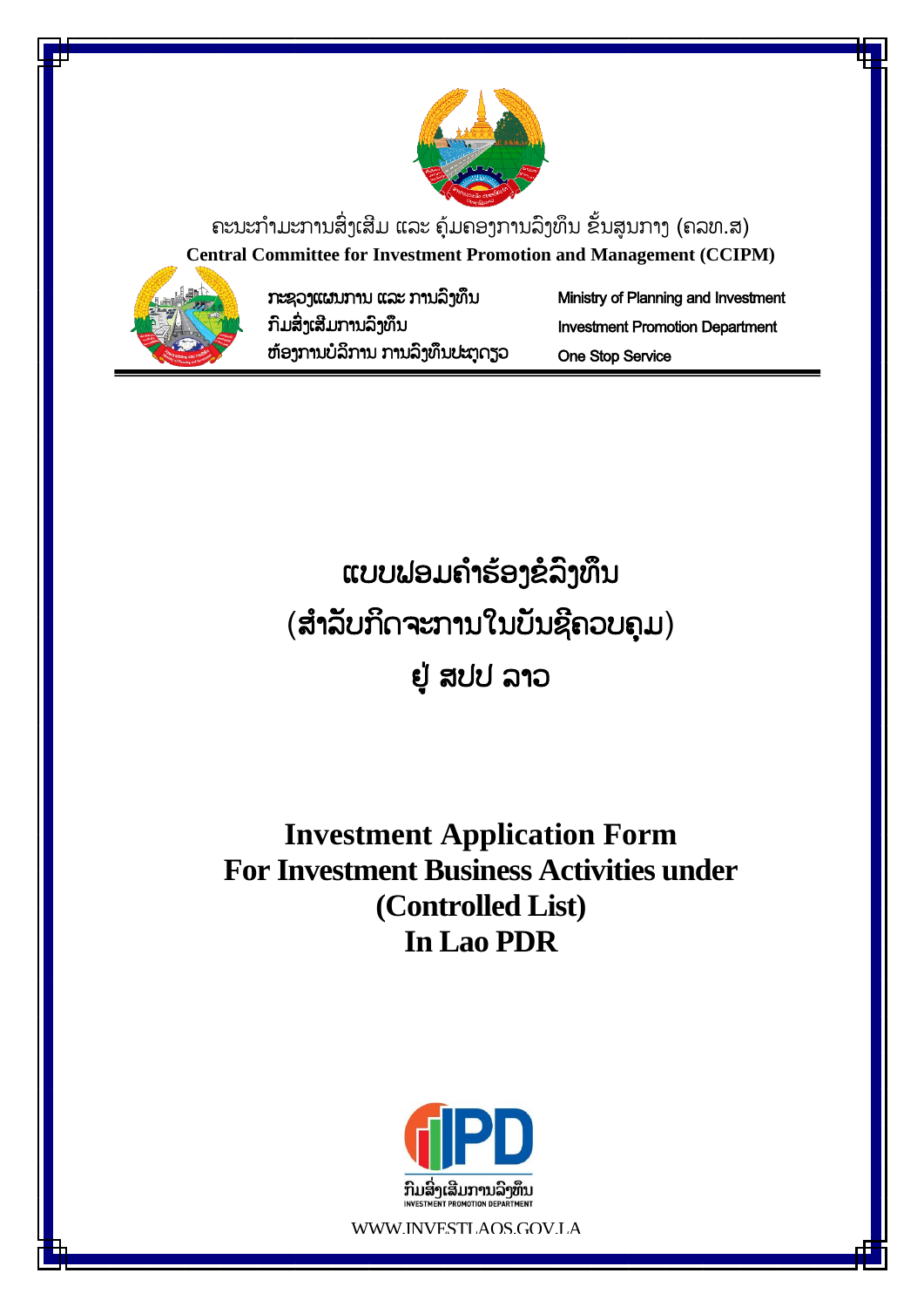ຄະນະກຳມະການສົ່ງເສີມ ແລະ ຄຸ້ມຄອງການລົງທຶນ ຂັ້ນສູນກາງ (ຄລທ.ສ)

**Central Committee for Investment Promotion and Management (CCIPM)**

ກະຊວງແຜນການ ແລະ ການລົງທຶນ
ກົມສົ່ງເສີມການລົງທຶນ
ຫ້ອງການບໍລິການ ການລົງທຶນປະຕູດຽວ

Ministry of Planning and Investment
Investment Promotion Department
One Stop Service

# ແບບຟອມຄຳຮ້ອງຂໍລົງທຶນ
# (ສຳລັບກິດຈະການໃນບັນຊີຄວບຄຸມ)
# ຢູ່ ສປປ ລາວ

# Investment Application Form
# For Investment Business Activities under
# (Controlled List)
# In Lao PDR

IPD
ກົມສົ່ງເສີມການລົງທຶນ
INVESTMENT PROMOTION DEPARTMENT

WWW.INVESTLAOS.GOV.LA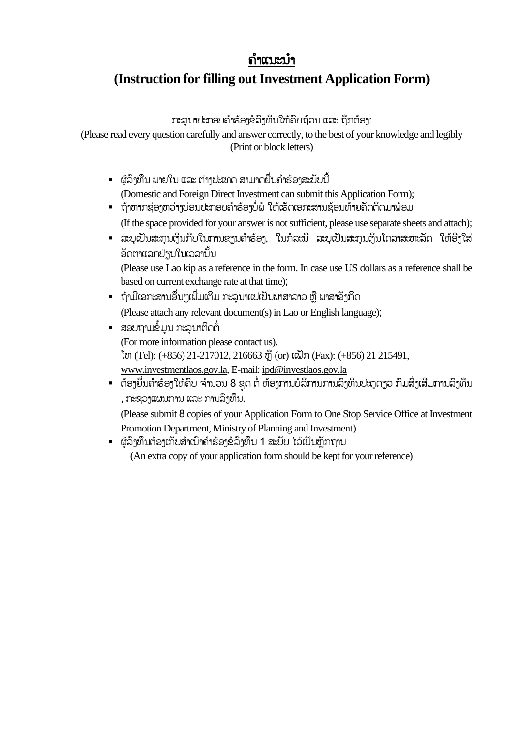# ຄຳແນະນຳ

## (Instruction for filling out Investment Application Form)

ກະລຸນາປະກອບຄຳຮ້ອງຂໍລົງທຶນໃຫ້ຄົບຖ້ວນ ແລະ ຖືກຕ້ອງ:

(Please read every question carefully and answer correctly, to the best of your knowledge and legibly (Print or block letters)

- ຜູ້ລົງທຶນ ພາຍໃນ ແລະ ຕ່າງປະເທດ ສາມາດຍື່ນຄຳຮ້ອງສະບັບນີ້

  (Domestic and Foreign Direct Investment can submit this Application Form);
- ຖ້າຫາກຊ່ອງຫວ່າງບ່ອນປະກອບຄຳຮ້ອງບໍ່ພໍ ໃຫ້ເຮັດເອກະສານຊ້ອນທ້າຍຄັດຕິດມາພ້ອມ

  (If the space provided for your answer is not sufficient, please use separate sheets and attach);
- ລະບຸເປັນສະກຸນເງິນກີບໃນການຂຽນຄຳຮ້ອງ, ໃນກໍລະນີ ລະບຸເປັນສະກຸນເງິນໂດລາສະຫະລັດ ໃຫ້ອີງໃສ່ອັດຕາແລກປ່ຽນໃນເວລານັ້ນ

  (Please use Lao kip as a reference in the form. In case use US dollars as a reference shall be based on current exchange rate at that time);
- ຖ້າມີເອກະສານອື່ນໆເພີ່ມເຕີມ ກະລຸນາແປເປັນພາສາລາວ ຫຼື ພາສາອັງກິດ

  (Please attach any relevant document(s) in Lao or English language);
- ສອບຖາມຂໍ້ມູນ ກະລຸນາຕິດຕໍ່

  (For more information please contact us).
  ໂທ (Tel): (+856) 21-217012, 216663 ຫຼື (or) ແຟັກ (Fax): (+856) 21 215491,
  www.investmentlaos.gov.la, E-mail: ipd@investlaos.gov.la
- ຕ້ອງຍື່ນຄຳຮ້ອງໃຫ້ຄົບ ຈຳນວນ 8 ຊຸດ ຕໍ່ ຫ້ອງການບໍລິການການລົງທຶນປະຕູດຽວ ກົມສົ່ງເສີມການລົງທຶນ, ກະຊວງແຜນການ ແລະ ການລົງທຶນ.

  (Please submit 8 copies of your Application Form to One Stop Service Office at Investment Promotion Department, Ministry of Planning and Investment)
- ຜູ້ລົງທຶນຕ້ອງເກັບສຳເນົາຄຳຮ້ອງຂໍລົງທຶນ 1 ສະບັບ ໄວ້ເປັນຫຼັກຖານ

  (An extra copy of your application form should be kept for your reference)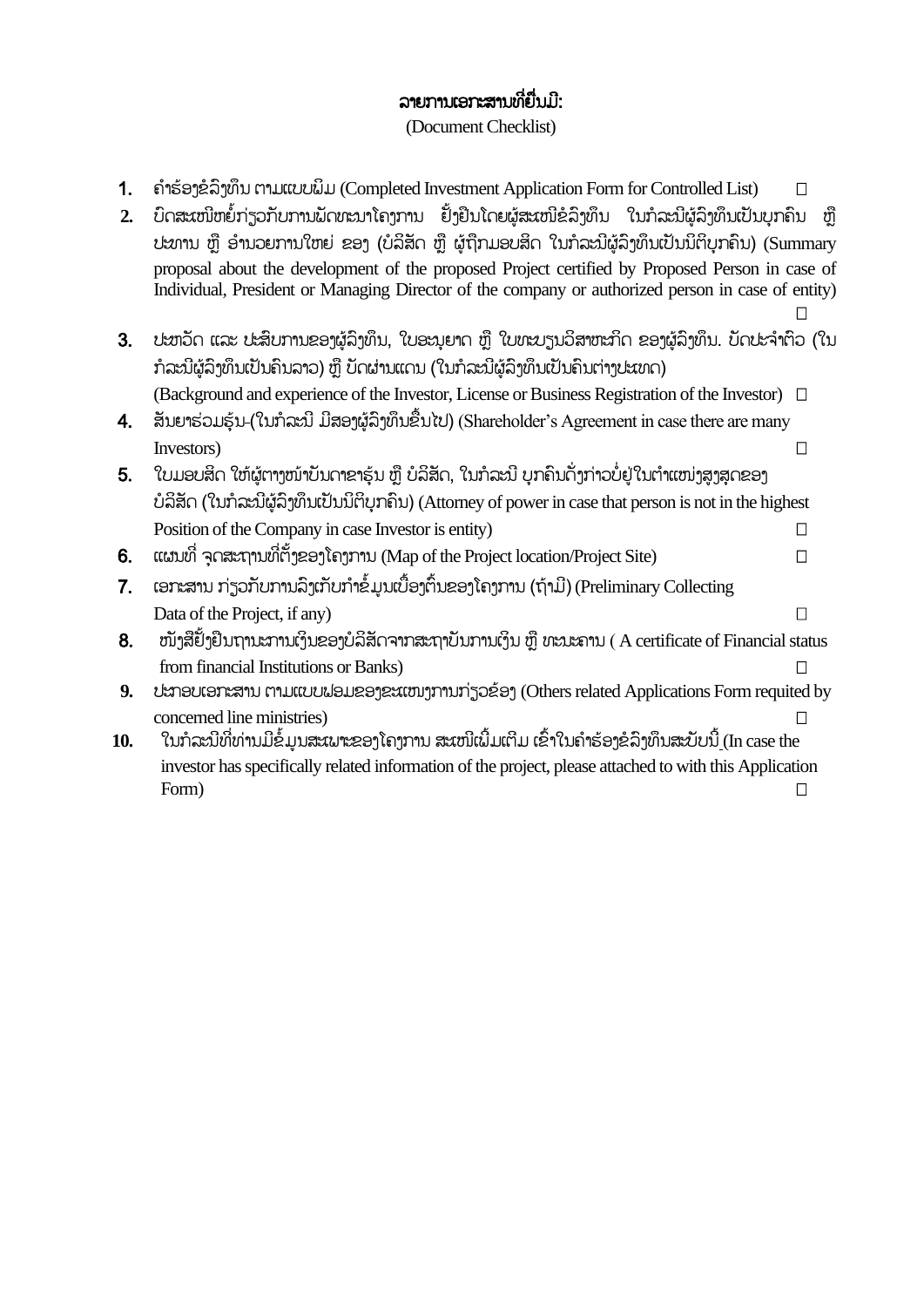# ລາຍການເອກະສານທີ່ຍື່ນມີ:

(Document Checklist)

1. ຄຳຮ້ອງຂໍລົງທຶນ ຕາມແບບພິມ (Completed Investment Application Form for Controlled List) ☐
2. ບົດສະເໜີຫຍໍ້ກ່ຽວກັບການພັດທະນາໂຄງການ ຢັ້ງຢືນໂດຍຜູ້ສະເໜີຂໍລົງທຶນ ໃນກໍລະນີຜູ້ລົງທຶນເປັນບຸກຄົນ ຫຼື ປະທານ ຫຼື ອຳນວຍການໃຫຍ່ ຂອງ (ບໍລິສັດ ຫຼື ຜູ້ຖືກມອບສິດ ໃນກໍລະນີຜູ້ລົງທຶນເປັນນິຕິບຸກຄົນ) (Summary proposal about the development of the proposed Project certified by Proposed Person in case of Individual, President or Managing Director of the company or authorized person in case of entity) ☐
3. ປະຫວັດ ແລະ ປະສົບການຂອງຜູ້ລົງທຶນ, ໃບອະນຸຍາດ ຫຼື ໃບທະບຽນວິສາຫະກິດ ຂອງຜູ້ລົງທຶນ. ບັດປະຈຳຕົວ (ໃນກໍລະນີຜູ້ລົງທຶນເປັນຄົນລາວ) ຫຼື ບັດຜ່ານແດນ (ໃນກໍລະນີຜູ້ລົງທຶນເປັນຄົນຕ່າງປະເທດ) (Background and experience of the Investor, License or Business Registration of the Investor) ☐
4. ສັນຍາຮ່ວມຮຸ້ນ-(ໃນກໍລະນີ ມີສອງຜູ້ລົງທຶນຂຶ້ນໄປ) (Shareholder's Agreement in case there are many Investors) ☐
5. ໃບມອບສິດ ໃຫ້ຜູ້ຕາງໜ້າບັນດາຂາຮຸ້ນ ຫຼື ບໍລິສັດ, ໃນກໍລະນີ ບຸກຄົນດັ່ງກ່າວບໍ່ຢູ່ໃນຕຳແໜ່ງສູງສຸດຂອງບໍລິສັດ (ໃນກໍລະນີຜູ້ລົງທຶນເປັນນິຕິບຸກຄົນ) (Attorney of power in case that person is not in the highest Position of the Company in case Investor is entity) ☐
6. ແຜນທີ່ ຈຸດສະຖານທີ່ຕັ້ງຂອງໂຄງການ (Map of the Project location/Project Site) ☐
7. ເອກະສານ ກ່ຽວກັບການລົງເກັບກຳຂໍ້ມູນເບື້ອງຕົ້ນຂອງໂຄງການ (ຖ້າມີ) (Preliminary Collecting Data of the Project, if any) ☐
8. ໜັງສືຢັ້ງຢືນຖານະການເງິນຂອງບໍລິສັດຈາກສະຖາບັນການເງິນ ຫຼື ທະນະຄານ ( A certificate of Financial status from financial Institutions or Banks) ☐
9. ປະກອບເອກະສານ ຕາມແບບຟອມຂອງຂະແໜງການກ່ຽວຂ້ອງ (Others related Applications Form requited by concerned line ministries) ☐
10. ໃນກໍລະນີທີ່ທ່ານມີຂໍ້ມູນສະເພາະຂອງໂຄງການ ສະເໜີຕື່ມເຕີມ ເຂົ້າໃນຄຳຮ້ອງຂໍລົງທຶນສະບັບນີ້ (In case the investor has specifically related information of the project, please attached to with this Application Form) ☐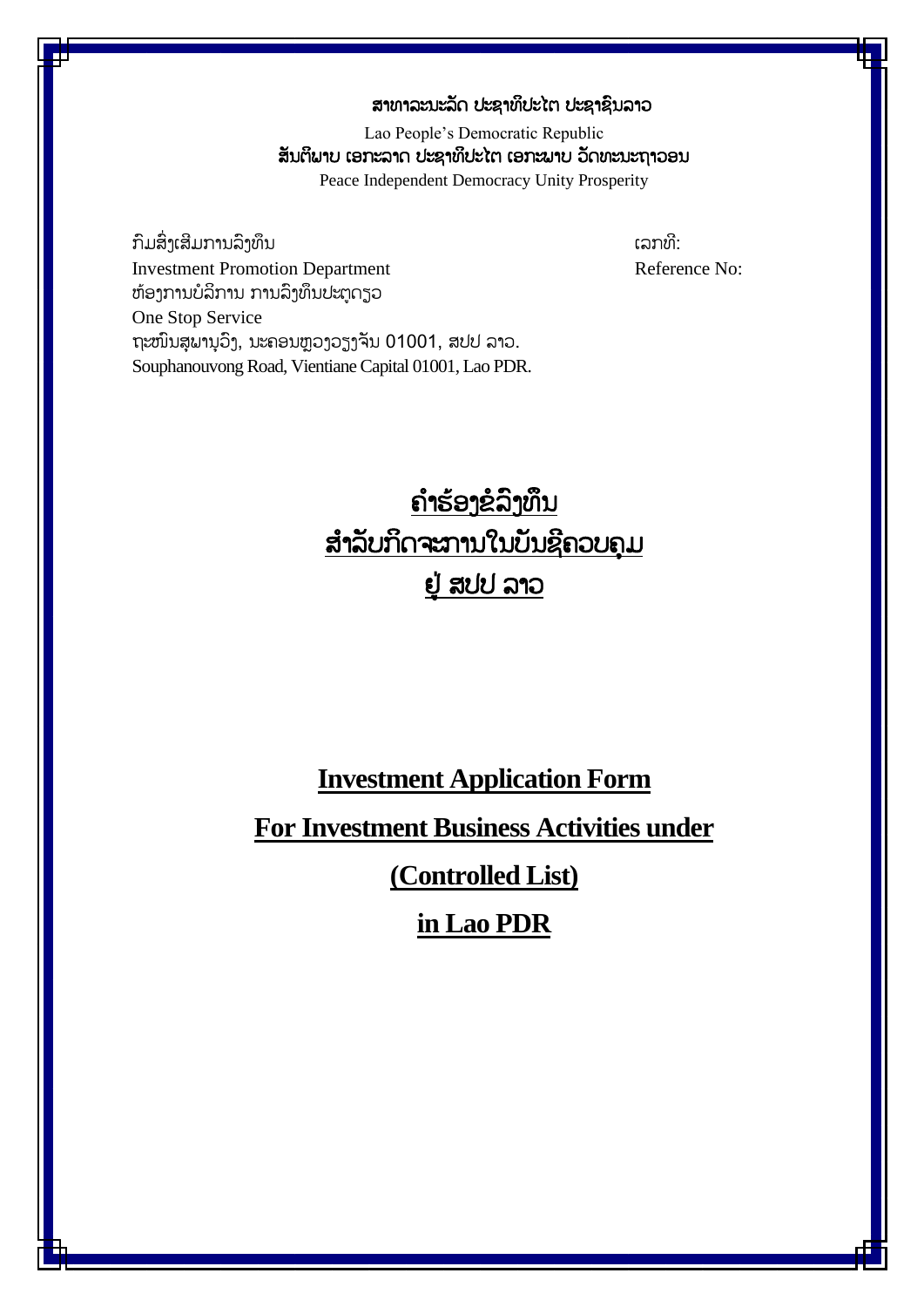ສາທາລະນະລັດ ປະຊາທິປະໄຕ ປະຊາຊົນລາວ

Lao People's Democratic Republic

ສັນຕິພາບ ເອກະລາດ ປະຊາທິປະໄຕ ເອກະພາບ ວັດທະນະຖາວອນ

Peace Independent Democracy Unity Prosperity

ກົມສົ່ງເສີມການລົງທຶນ

Investment Promotion Department

ຫ້ອງການບໍລິການ ການລົງທຶນປະຕູດຽວ

One Stop Service

ຖະໜົນສຸພານຸວົງ, ນະຄອນຫຼວງວຽງຈັນ 01001, ສປປ ລາວ.

Souphanouvong Road, Vientiane Capital 01001, Lao PDR.

ເລກທີ:

Reference No:

# <u>ຄຳຮ້ອງຂໍລົງທຶນ</u>

# <u>ສຳລັບກິດຈະການໃນບັນຊີຄວບຄຸມ</u>

# <u>ຢູ່ ສປປ ລາວ</u>

# <u>Investment Application Form</u>

# <u>For Investment Business Activities under</u>

# <u>(Controlled List)</u>

# <u>in Lao PDR</u>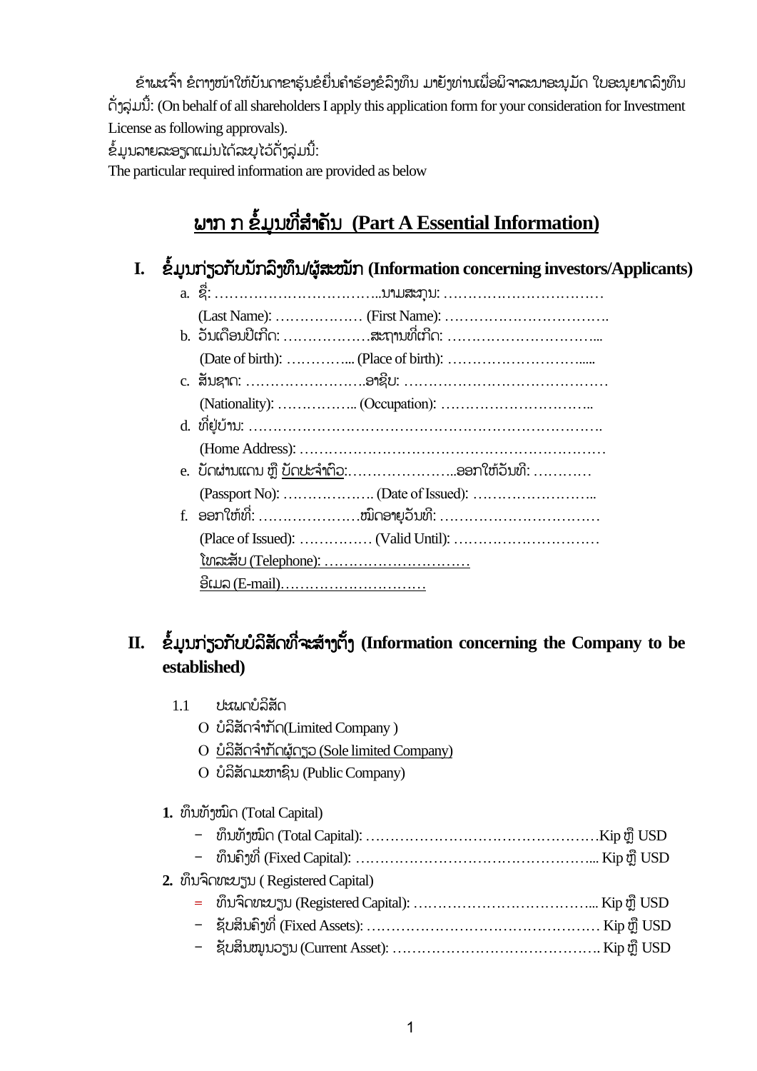ຂ້າພະເຈົ້າ ຂໍຕາງໜ້າໃຫ້ບັນດາຂາຮຸ້ນຂໍຍື່ນຄຳຮ້ອງຂໍລົງທຶນ ມາຍັງທ່ານເພື່ອພິຈາລະນາອະນຸມັດ ໃບອະນຸຍາດລົງທຶນ ດັ່ງລຸ່ມນີ້: (On behalf of all shareholders I apply this application form for your consideration for Investment License as following approvals).

ຂໍ້ມູນລາຍລະອຽດແມ່ນໄດ້ລະບຸໄວ້ດັ່ງລຸ່ມນີ້:

The particular required information are provided as below

## ພາກ ກ ຂໍ້ມູນທີ່ສຳຄັນ (Part A Essential Information)

### I. ຂໍ້ມູນກ່ຽວກັບນັກລົງທຶນ/ຜູ້ສະໝັກ (Information concerning investors/Applicants)

a. ຊື່: ……………………………..ນາມສະກຸນ: ……………………………
   (Last Name): ……………… (First Name): …………………………….
b. ວັນເດືອນປີເກີດ: ………………ສະຖານທີ່ເກີດ: …………………………...
   (Date of birth): …………... (Place of birth): ……………………......
c. ສັນຊາດ: ……………………ອາຊີບ: …………………………………
   (Nationality): …………….. (Occupation): …………………………..
d. ທີ່ຢູ່ບ້ານ: ………………………………………………………………….
   (Home Address): ………………………………………………………
e. ບັດຜ່ານແດນ ຫຼື ບັດປະຈຳຕົວ:…………………...ອອກໃຫ້ວັນທີ: …………
   (Passport No): ………………. (Date of Issued): ……………………..
f. ອອກໃຫ້ທີ່: …………………ໝົດອາຍຸວັນທີ: ……………………………
   (Place of Issued): …………… (Valid Until): …………………………
   ໂທລະສັບ (Telephone): ……………………………
   ອີເມລ (E-mail)……………………………

### II. ຂໍ້ມູນກ່ຽວກັບບໍລິສັດທີ່ຈະສ້າງຕັ້ງ (Information concerning the Company to be established)

1.1 ປະເພດບໍລິສັດ

- O ບໍລິສັດຈຳກັດ(Limited Company )
- O ບໍລິສັດຈຳກັດຜູ້ດຽວ (Sole limited Company)
- O ບໍລິສັດມະຫາຊົນ (Public Company)

**1.** ທຶນທັງໝົດ (Total Capital)

- ທຶນທັງໝົດ (Total Capital): …………………………………………Kip ຫຼື USD
- ທຶນຄົງທີ່ (Fixed Capital): ………………………………………….... Kip ຫຼື USD

**2.** ທຶນຈົດທະບຽນ ( Registered Capital)

- ທຶນຈົດທະບຽນ (Registered Capital): ……………………………….... Kip ຫຼື USD
- ຊັບສິນຄົງທີ່ (Fixed Assets): ………………………………………… Kip ຫຼື USD
- ຊັບສິນໝູນວຽນ (Current Asset): ……………………………………. Kip ຫຼື USD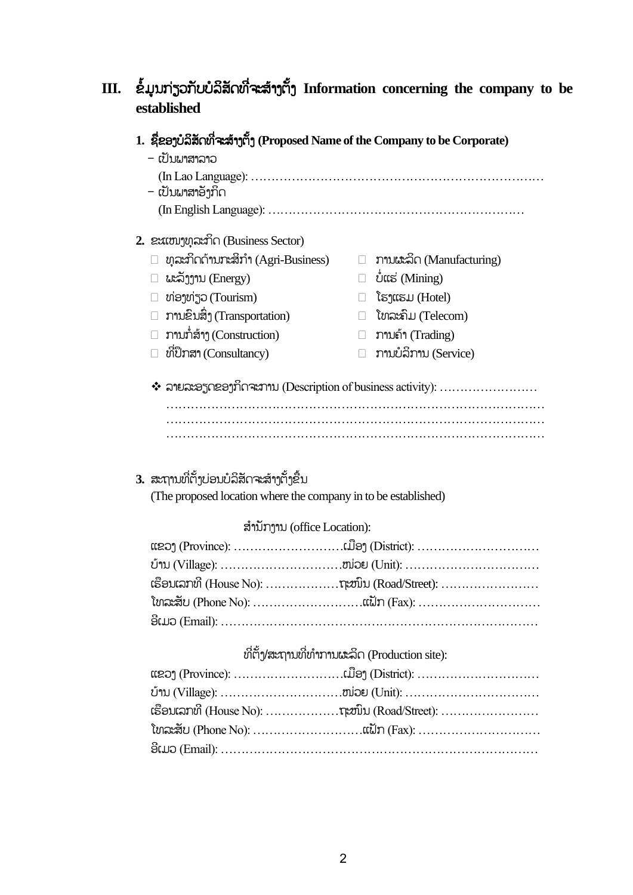## III. ຂໍ້ມູນກ່ຽວກັບບໍລິສັດທີ່ຈະສ້າງຕັ້ງ Information concerning the company to be established

**1. ຊື່ຂອງບໍລິສັດທີ່ຈະສ້າງຕັ້ງ (Proposed Name of the Company to be Corporate)**

- ເປັນພາສາລາວ
  (In Lao Language): ………………………………………………………………
- ເປັນພາສາອັງກິດ
  (In English Language): ……………………………………………………

**2.** ຂະແໜງທຸລະກິດ (Business Sector)

- ☐ ທຸລະກິດດ້ານກະສິກຳ (Agri-Business)
- ☐ ການຜະລິດ (Manufacturing)
- ☐ ພະລັງງານ (Energy)
- ☐ ບໍ່ແຮ່ (Mining)
- ☐ ທ່ອງທ່ຽວ (Tourism)
- ☐ ໂຮງແຮມ (Hotel)
- ☐ ການຂົນສົ່ງ (Transportation)
- ☐ ໂທລະຄົມ (Telecom)
- ☐ ການກໍ່ສ້າງ (Construction)
- ☐ ການຄ້າ (Trading)
- ☐ ທີ່ປຶກສາ (Consultancy)
- ☐ ການບໍລິການ (Service)

❖ ລາຍລະອຽດຂອງກິດຈະການ (Description of business activity): ……………………
………………………………………………………………………………
………………………………………………………………………………
………………………………………………………………………………

**3.** ສະຖານທີ່ຕັ້ງບ່ອນບໍລິສັດຈະສ້າງຕັ້ງຂຶ້ນ
(The proposed location where the company in to be established)

ສຳນັກງານ (office Location):

ແຂວງ (Province): ………………………ເມືອງ (District): …………………………
ບ້ານ (Village): …………………………ໜ່ວຍ (Unit): ……………………………
ເຮືອນເລກທີ (House No): ………………ຖະໜົນ (Road/Street): ……………………
ໂທລະສັບ (Phone No): ………………………ແຟັກ (Fax): …………………………
ອີເມວ (Email): ……………………………………………………………………

ທີ່ຕັ້ງ/ສະຖານທີ່ທຳການຜະລິດ (Production site):

ແຂວງ (Province): ………………………ເມືອງ (District): …………………………
ບ້ານ (Village): …………………………ໜ່ວຍ (Unit): ……………………………
ເຮືອນເລກທີ (House No): ………………ຖະໜົນ (Road/Street): ……………………
ໂທລະສັບ (Phone No): ………………………ແຟັກ (Fax): …………………………
ອີເມວ (Email): ……………………………………………………………………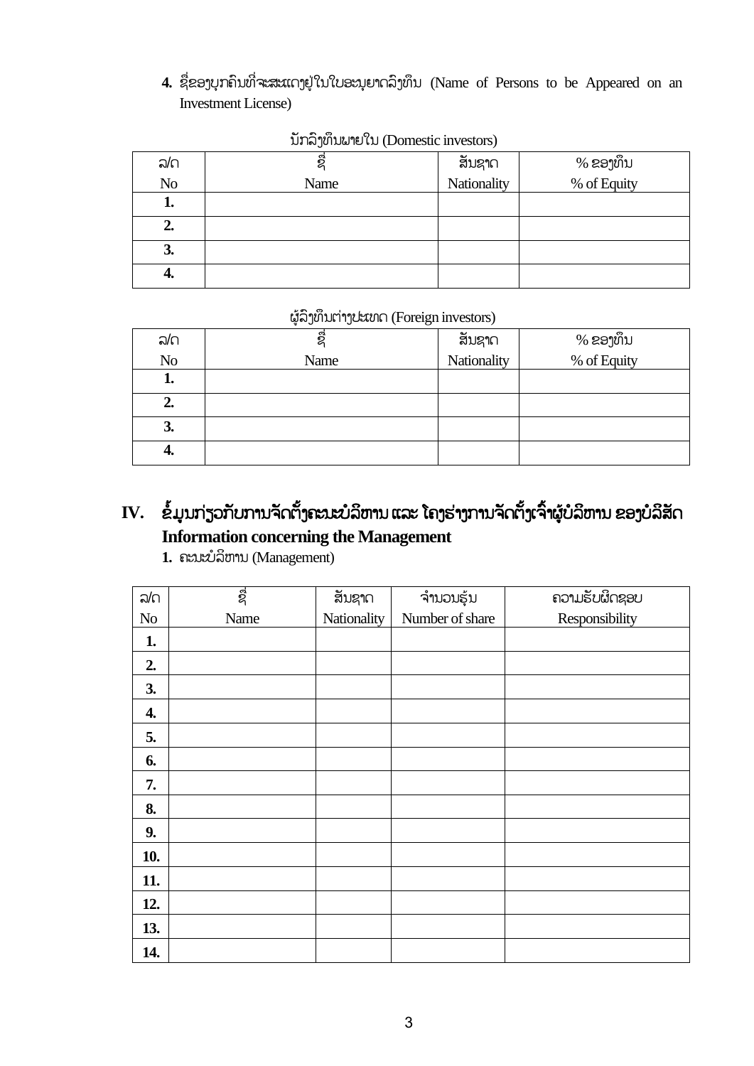4. ຊື່ຂອງບຸກຄົນທີ່ຈະສະແດງຢູ່ໃນໃບອະນຸຍາດລົງທຶນ (Name of Persons to be Appeared on an Investment License)

ນັກລົງທຶນພາຍໃນ (Domestic investors)

| ລ/ດ<br>No | ຊື່<br>Name | ສັນຊາດ<br>Nationality | % ຂອງທຶນ<br>% of Equity |
|---|---|---|---|
| **1.** | | | |
| **2.** | | | |
| **3.** | | | |
| **4.** | | | |

ຜູ້ລົງທຶນຕ່າງປະເທດ (Foreign investors)

| ລ/ດ<br>No | ຊື່<br>Name | ສັນຊາດ<br>Nationality | % ຂອງທຶນ<br>% of Equity |
|---|---|---|---|
| **1.** | | | |
| **2.** | | | |
| **3.** | | | |
| **4.** | | | |

## IV. ຂໍ້ມູນກ່ຽວກັບການຈັດຕັ້ງຄະນະບໍລິຫານ ແລະ ໂຄງຮ່າງການຈັດຕັ້ງເຈົ້າຜູ້ບໍລິຫານ ຂອງບໍລິສັດ Information concerning the Management

**1.** ຄະນະບໍລິຫານ (Management)

| ລ/ດ<br>No | ຊື່<br>Name | ສັນຊາດ<br>Nationality | ຈຳນວນຮຸ້ນ<br>Number of share | ຄວາມຮັບຜິດຊອບ<br>Responsibility |
|---|---|---|---|---|
| **1.** | | | | |
| **2.** | | | | |
| **3.** | | | | |
| **4.** | | | | |
| **5.** | | | | |
| **6.** | | | | |
| **7.** | | | | |
| **8.** | | | | |
| **9.** | | | | |
| **10.** | | | | |
| **11.** | | | | |
| **12.** | | | | |
| **13.** | | | | |
| **14.** | | | | |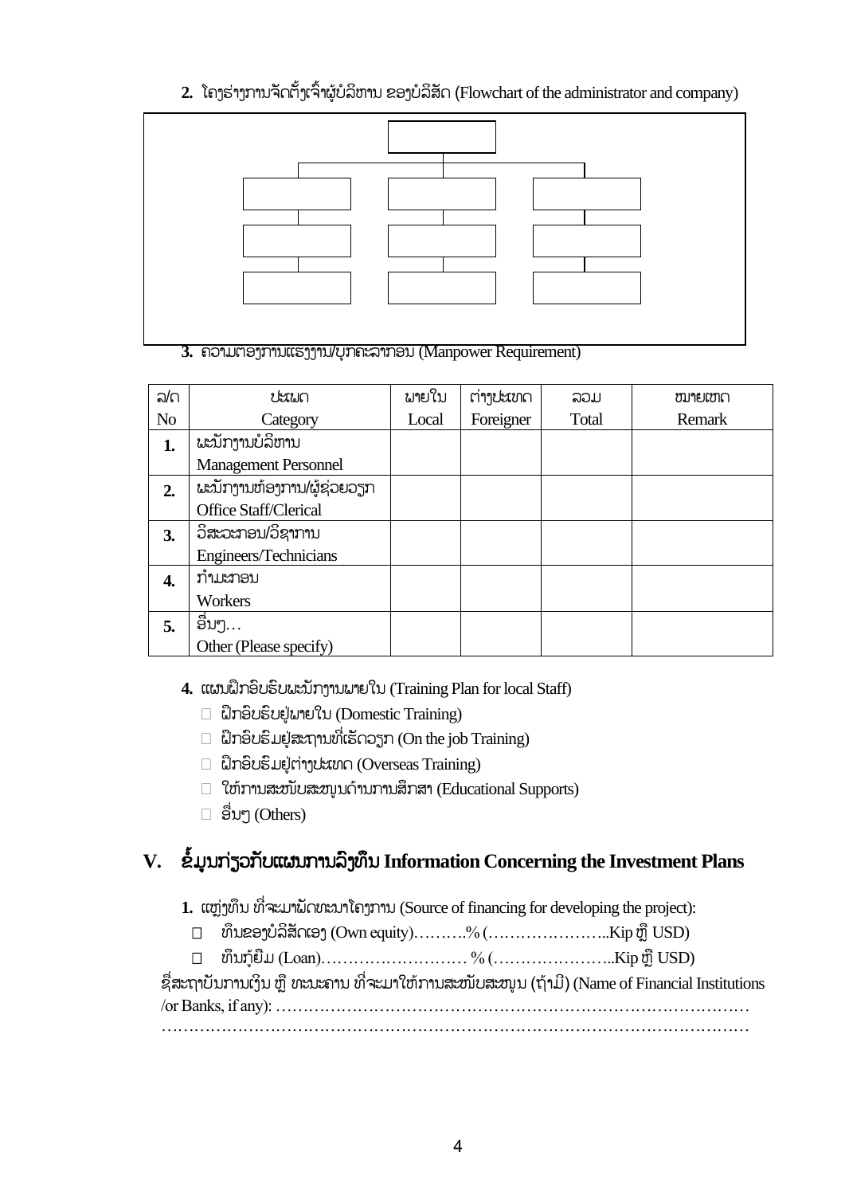**2.** ໂຄງຮ່າງການຈັດຕັ້ງເຈົ້າຜູ້ບໍລິຫານ ຂອງບໍລິສັດ (Flowchart of the administrator and company)

**3.** ຄວາມຕ້ອງການແຮງງານ/ບຸກຄະລາກອນ (Manpower Requirement)

| ລ/ດ No | ປະເພດ Category | ພາຍໃນ Local | ຕ່າງປະເທດ Foreigner | ລວມ Total | ໝາຍເຫດ Remark |
|---|---|---|---|---|---|
| **1.** | ພະນັກງານບໍລິຫານ Management Personnel | | | | |
| **2.** | ພະນັກງານຫ້ອງການ/ຜູ້ຊ່ວຍວຽກ Office Staff/Clerical | | | | |
| **3.** | ວິສະວະກອນ/ວິຊາການ Engineers/Technicians | | | | |
| **4.** | ກໍາມະກອນ Workers | | | | |
| **5.** | ອື່ນໆ… Other (Please specify) | | | | |

**4.** ແຜນຝຶກອົບຮົບພະນັກງານພາຍໃນ (Training Plan for local Staff)

- ☐ ຝຶກອົບຮົບຢູ່ພາຍໃນ (Domestic Training)
- ☐ ຝຶກອົບຮົມຢູ່ສະຖານທີ່ເຮັດວຽກ (On the job Training)
- ☐ ຝຶກອົບຮົມຢູ່ຕ່າງປະເທດ (Overseas Training)
- ☐ ໃຫ້ການສະໜັບສະໜູນດ້ານການສຶກສາ (Educational Supports)
- ☐ ອື່ນໆ (Others)

## V. ຂໍ້ມູນກ່ຽວກັບແຜນການລົງທຶນ Information Concerning the Investment Plans

**1.** ແຫຼ່ງທຶນ ທີ່ຈະມາພັດທະນາໂຄງການ (Source of financing for developing the project):

- ☐ ທຶນຂອງບໍລິສັດເອງ (Own equity)……….% (…………………..Kip ຫຼື USD)
- ☐ ທຶນກູ້ຢືມ (Loan)……………………… % (…………………..Kip ຫຼື USD)

ຊື່ສະຖາບັນການເງິນ ຫຼື ທະນະຄານ ທີ່ຈະມາໃຫ້ການສະໜັບສະໜູນ (ຖ້າມີ) (Name of Financial Institutions /or Banks, if any): ……………………………………………………………………………
……………………………………………………………………………………………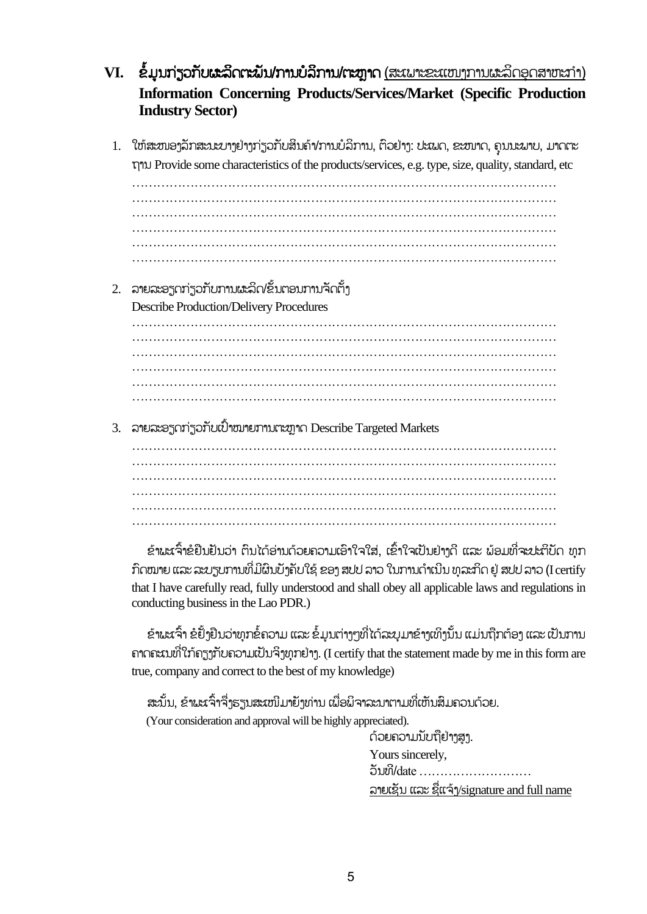## VI. ຂໍ້ມູນກ່ຽວກັບຜະລິດຕະພັນ/ການບໍລິການ/ຕະຫຼາດ (ສະເພາະຂະແໜງການຜະລິດອຸດສາຫະກຳ) Information Concerning Products/Services/Market (Specific Production Industry Sector)

1. ໃຫ້ສະໜອງລັກສະນະບາງຢ່າງກ່ຽວກັບສິນຄ້າ/ການບໍລິການ, ຕົວຢ່າງ: ປະເພດ, ຂະໜາດ, ຄຸນນະພາບ, ມາດຕະຖານ Provide some characteristics of the products/services, e.g. type, size, quality, standard, etc

   ……………………………………………………………………………………………
   ……………………………………………………………………………………………
   ……………………………………………………………………………………………
   ……………………………………………………………………………………………
   ……………………………………………………………………………………………
   ……………………………………………………………………………………………

2. ລາຍລະອຽດກ່ຽວກັບການຜະລິດ/ຂັ້ນຕອນການຈັດຕັ້ງ
   Describe Production/Delivery Procedures

   ……………………………………………………………………………………………
   ……………………………………………………………………………………………
   ……………………………………………………………………………………………
   ……………………………………………………………………………………………
   ……………………………………………………………………………………………
   ……………………………………………………………………………………………

3. ລາຍລະອຽດກ່ຽວກັບເປົ້າໝາຍການຕະຫຼາດ Describe Targeted Markets

   ……………………………………………………………………………………………
   ……………………………………………………………………………………………
   ……………………………………………………………………………………………
   ……………………………………………………………………………………………
   ……………………………………………………………………………………………
   ……………………………………………………………………………………………

ຂ້າພະເຈົ້າຂໍຢືນຢັນວ່າ ຕົນໄດ້ອ່ານດ້ວຍຄວາມເອົາໃຈໃສ່, ເຂົ້າໃຈເປັນຢ່າງດີ ແລະ ພ້ອມທີ່ຈະປະຕິບັດ ທຸກກົດໝາຍ ແລະ ລະບຽບການທີ່ມີຜົນບັງຄັບໃຊ້ ຂອງ ສປປ ລາວ ໃນການດຳເນີນ ທຸລະກິດ ຢູ່ ສປປ ລາວ (I certify that I have carefully read, fully understood and shall obey all applicable laws and regulations in conducting business in the Lao PDR.)

ຂ້າພະເຈົ້າ ຂໍຢັ້ງຢືນວ່າທຸກຂໍ້ຄວາມ ແລະ ຂໍ້ມູນຕ່າງໆທີ່ໄດ້ລະບຸມາຂ້າງເທິງນັ້ນ ແມ່ນຖືກຕ້ອງ ແລະ ເປັນການຄາດຄະເນທີ່ໃກ້ຄຽງກັບຄວາມເປັນຈິງທຸກຢ່າງ. (I certify that the statement made by me in this form are true, company and correct to the best of my knowledge)

ສະນັ້ນ, ຂ້າພະເຈົ້າຈຶ່ງຮຽນສະເໜີມາຍັງທ່ານ ເພື່ອພິຈາລະນາຕາມທີ່ເຫັນສົມຄວນດ້ວຍ.
(Your consideration and approval will be highly appreciated).

ດ້ວຍຄວາມນັບຖືຢ່າງສູງ.
Yours sincerely,
ວັນທີ/date ………………………
ລາຍເຊັນ ແລະ ຊື່ແຈ້ງ/signature and full name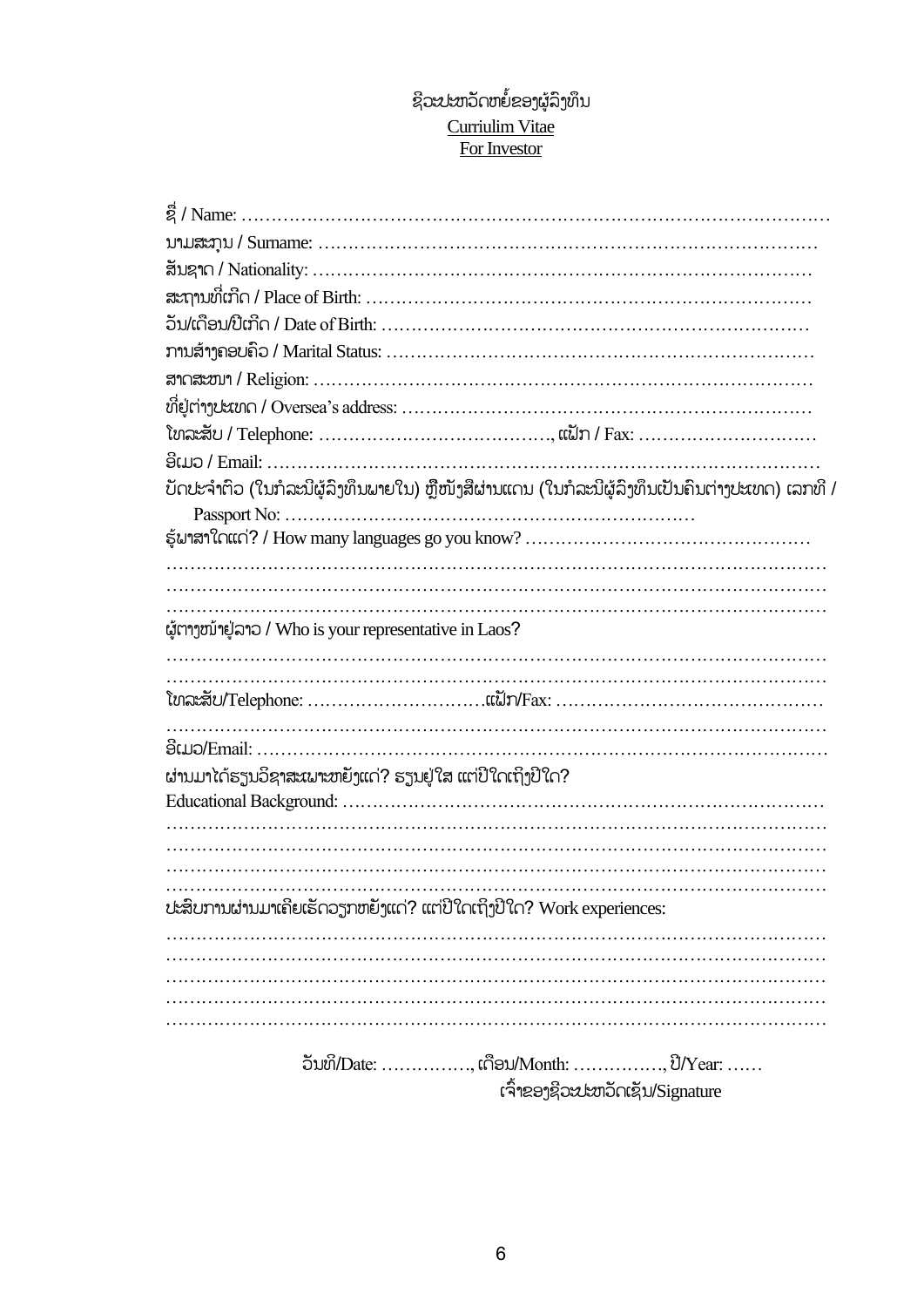# ຊີວະປະຫວັດຫຍໍ້ຂອງຜູ້ລົງທຶນ

## Curriulim Vitae
## For Investor

ຊື່ / Name: …………………………………………………………………………………………

ນາມສະກຸນ / Surname: ………………………………………………………………………………

ສັນຊາດ / Nationality: ………………………………………………………………………………

ສະຖານທີ່ເກີດ / Place of Birth: ………………………………………………………………………

ວັນ/ເດືອນ/ປີເກີດ / Date of Birth: ……………………………………………………………………

ການສ້າງຄອບຄົວ / Marital Status: ……………………………………………………………………

ສາດສະໜາ / Religion: ………………………………………………………………………………

ທີ່ຢູ່ຕ່າງປະເທດ / Oversea's address: ………………………………………………………………

ໂທລະສັບ / Telephone: …………………………………, ແຟັກ / Fax: …………………………

ອີເມວ / Email: ………………………………………………………………………………………

ບັດປະຈຳຕົວ (ໃນກໍລະນີຜູ້ລົງທຶນພາຍໃນ) ຫຼືໜັງສືຜ່ານແດນ (ໃນກໍລະນີຜູ້ລົງທຶນເປັນຄົນຕ່າງປະເທດ) ເລກທີ / Passport No: ………………………………………………………………

ຮູ້ພາສາໃດແດ່? / How many languages go you know? …………………………………………

…………………………………………………………………………………………………

…………………………………………………………………………………………………

…………………………………………………………………………………………………

ຜູ້ຕາງໜ້າຢູ່ລາວ / Who is your representative in Laos?

…………………………………………………………………………………………………

…………………………………………………………………………………………………

ໂທລະສັບ/Telephone: …………………………ແຟັກ/Fax: ………………………………………

…………………………………………………………………………………………………

ອີເມວ/Email: ………………………………………………………………………………………

ຜ່ານມາໄດ້ຮຽນວິຊາສະເພາະຫຍັງແດ່? ຮຽນຢູ່ໃສ ແຕ່ປີໃດເຖິງປີໃດ?

Educational Background: ……………………………………………………………………

…………………………………………………………………………………………………

…………………………………………………………………………………………………

…………………………………………………………………………………………………

…………………………………………………………………………………………………

ປະສົບການຜ່ານມາເຄີຍເຮັດວຽກຫຍັງແດ່? ແຕ່ປີໃດເຖິງປີໃດ? Work experiences:

…………………………………………………………………………………………………

…………………………………………………………………………………………………

…………………………………………………………………………………………………

…………………………………………………………………………………………………

…………………………………………………………………………………………………

ວັນທີ/Date: ……………, ເດືອນ/Month: ……………, ປີ/Year: ……

ເຈົ້າຂອງຊີວະປະຫວັດເຊັນ/Signature